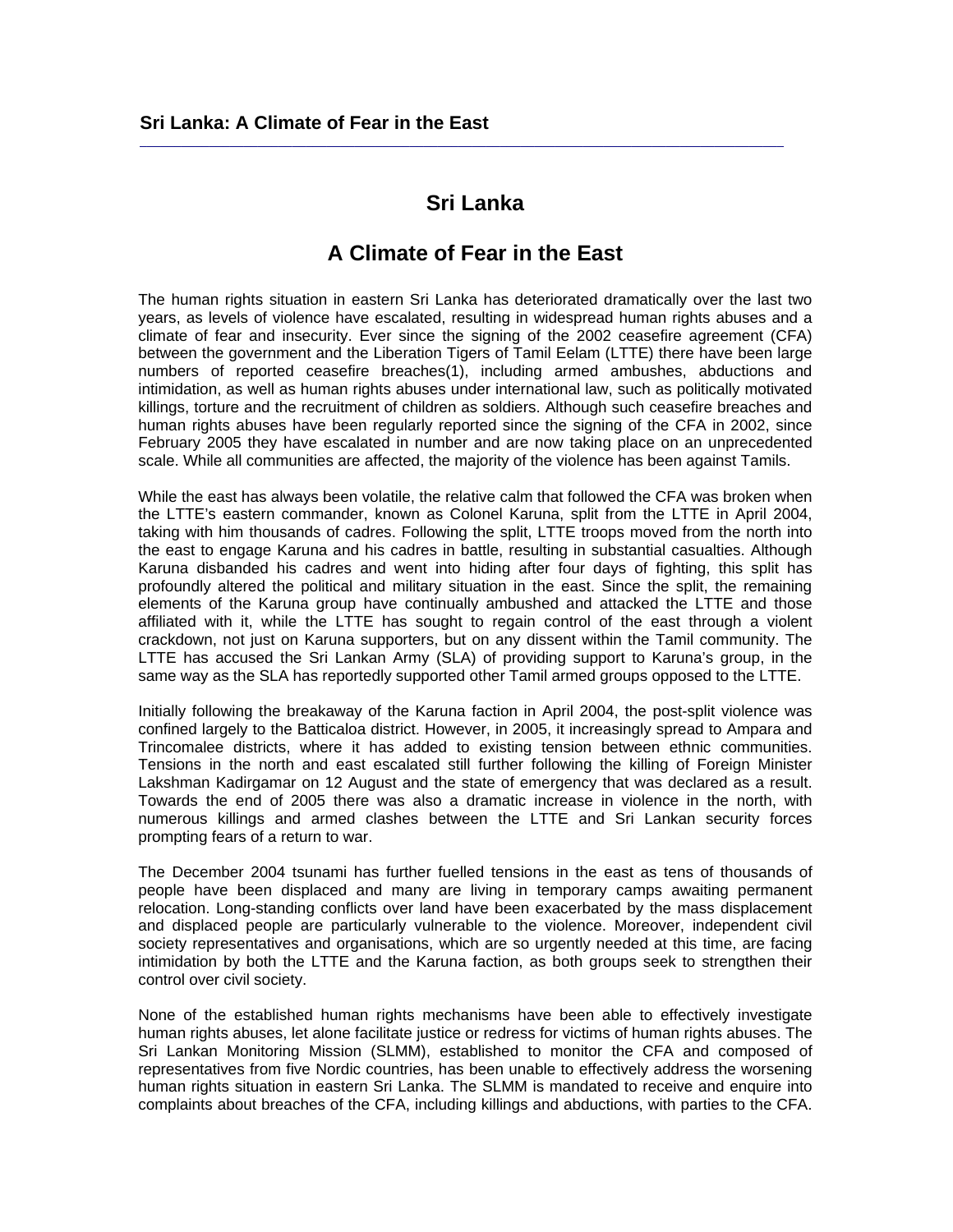# Sri Lanka

## A Climate of Fear in the East

The human rights situation in eastern Sri Lanka has deteriorated dramatically over the last two years, as levels of violence have escalated, resulting in widespread human rights abuses and a climate of fear and insecurity. Ever since the signing of the 2002 ceasefire agreement (CFA) between the government and the Liberation Tigers of Tamil Eelam (LTTE) there have been large numbers of reported ceasefire breaches(1), including armed ambushes, abductions and intimidation, as well as human rights abuses under international law, such as politically motivated killings, torture and the recruitment of children as soldiers. Although such ceasefire breaches and human rights abuses have been regularly reported since the signing of the CFA in 2002, since February 2005 they have escalated in number and are now taking place on an unprecedented scale. While all communities are affected, the majority of the violence has been against Tamils.

While the east has always been volatile, the relative calm that followed the CFA was broken when the LTTE's eastern commander, known as Colonel Karuna, split from the LTTE in April 2004, taking with him thousands of cadres. Following the split, LTTE troops moved from the north into the east to engage Karuna and his cadres in battle, resulting in substantial casualties. Although Karuna disbanded his cadres and went into hiding after four days of fighting, this split has profoundly altered the political and military situation in the east. Since the split, the remaining elements of the Karuna group have continually ambushed and attacked the LTTE and those affiliated with it, while the LTTE has sought to regain control of the east through a violent crackdown, not just on Karuna supporters, but on any dissent within the Tamil community. The LTTE has accused the Sri Lankan Army (SLA) of providing support to Karuna's group, in the same way as the SLA has reportedly supported other Tamil armed groups opposed to the LTTE.

Initially following the breakaway of the Karuna faction in April 2004, the post-split violence was confined largely to the Batticaloa district. However, in 2005, it increasingly spread to Ampara and Trincomalee districts, where it has added to existing tension between ethnic communities. Tensions in the north and east escalated still further following the killing of Foreign Minister Lakshman Kadirgamar on 12 August and the state of emergency that was declared as a result. Towards the end of 2005 there was also a dramatic increase in violence in the north, with numerous killings and armed clashes between the LTTE and Sri Lankan security forces prompting fears of a return to war.

The December 2004 tsunami has further fuelled tensions in the east as tens of thousands of people have been displaced and many are living in temporary camps awaiting permanent relocation. Long-standing conflicts over land have been exacerbated by the mass displacement and displaced people are particularly vulnerable to the violence. Moreover, independent civil society representatives and organisations, which are so urgently needed at this time, are facing intimidation by both the LTTE and the Karuna faction, as both groups seek to strengthen their control over civil society.

None of the established human rights mechanisms have been able to effectively investigate human rights abuses, let alone facilitate justice or redress for victims of human rights abuses. The Sri Lankan Monitoring Mission (SLMM), established to monitor the CFA and composed of representatives from five Nordic countries, has been unable to effectively address the worsening human rights situation in eastern Sri Lanka. The SLMM is mandated to receive and enquire into complaints about breaches of the CFA, including killings and abductions, with parties to the CFA.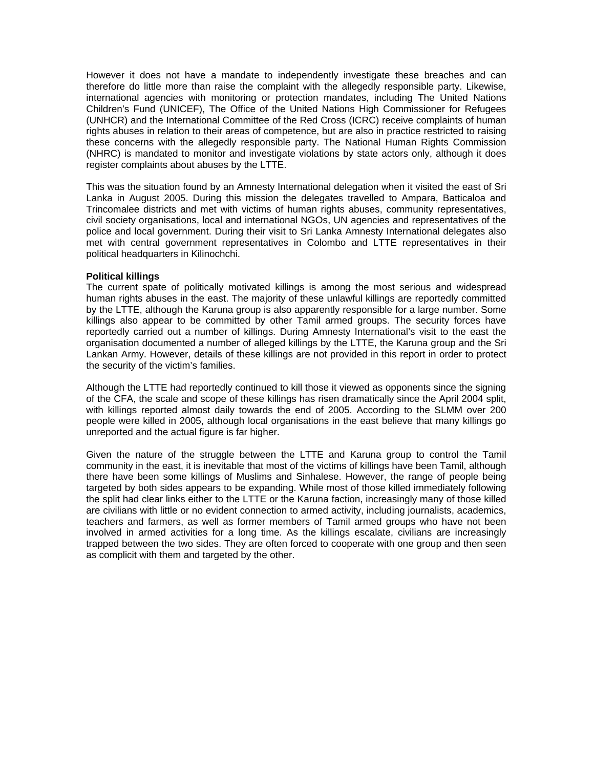However it does not have a mandate to independently investigate these breaches and can therefore do little more than raise the complaint with the allegedly responsible party. Likewise, international agencies with monitoring or protection mandates, including The United Nations Children's Fund (UNICEF), The Office of the United Nations High Commissioner for Refugees (UNHCR) and the International Committee of the Red Cross (ICRC) receive complaints of human rights abuses in relation to their areas of competence, but are also in practice restricted to raising these concerns with the allegedly responsible party. The National Human Rights Commission (NHRC) is mandated to monitor and investigate violations by state actors only, although it does register complaints about abuses by the LTTE.

This was the situation found by an Amnesty International delegation when it visited the east of Sri Lanka in August 2005. During this mission the delegates travelled to Ampara, Batticaloa and Trincomalee districts and met with victims of human rights abuses, community representatives, civil society organisations, local and international NGOs, UN agencies and representatives of the police and local government. During their visit to Sri Lanka Amnesty International delegates also met with central government representatives in Colombo and LTTE representatives in their political headquarters in Kilinochchi.

**Political killings**

The current spate of politically motivated killings is among the most serious and widespread human rights abuses in the east. The majority of these unlawful killings are reportedly committed by the LTTE, although the Karuna group is also apparently responsible for a large number. Some killings also appear to be committed by other Tamil armed groups. The security forces have reportedly carried out a number of killings. During Amnesty International's visit to the east the organisation documented a number of alleged killings by the LTTE, the Karuna group and the Sri Lankan Army. However, details of these killings are not provided in this report in order to protect the security of the victim's families.

Although the LTTE had reportedly continued to kill those it viewed as opponents since the signing of the CFA, the scale and scope of these killings has risen dramatically since the April 2004 split, with killings reported almost daily towards the end of 2005. According to the SLMM over 200 people were killed in 2005, although local organisations in the east believe that many killings go unreported and the actual figure is far higher.

Given the nature of the struggle between the LTTE and Karuna group to control the Tamil community in the east, it is inevitable that most of the victims of killings have been Tamil, although there have been some killings of Muslims and Sinhalese. However, the range of people being targeted by both sides appears to be expanding. While most of those killed immediately following the split had clear links either to the LTTE or the Karuna faction, increasingly many of those killed are civilians with little or no evident connection to armed activity, including journalists, academics, teachers and farmers, as well as former members of Tamil armed groups who have not been involved in armed activities for a long time. As the killings escalate, civilians are increasingly trapped between the two sides. They are often forced to cooperate with one group and then seen as complicit with them and targeted by the other.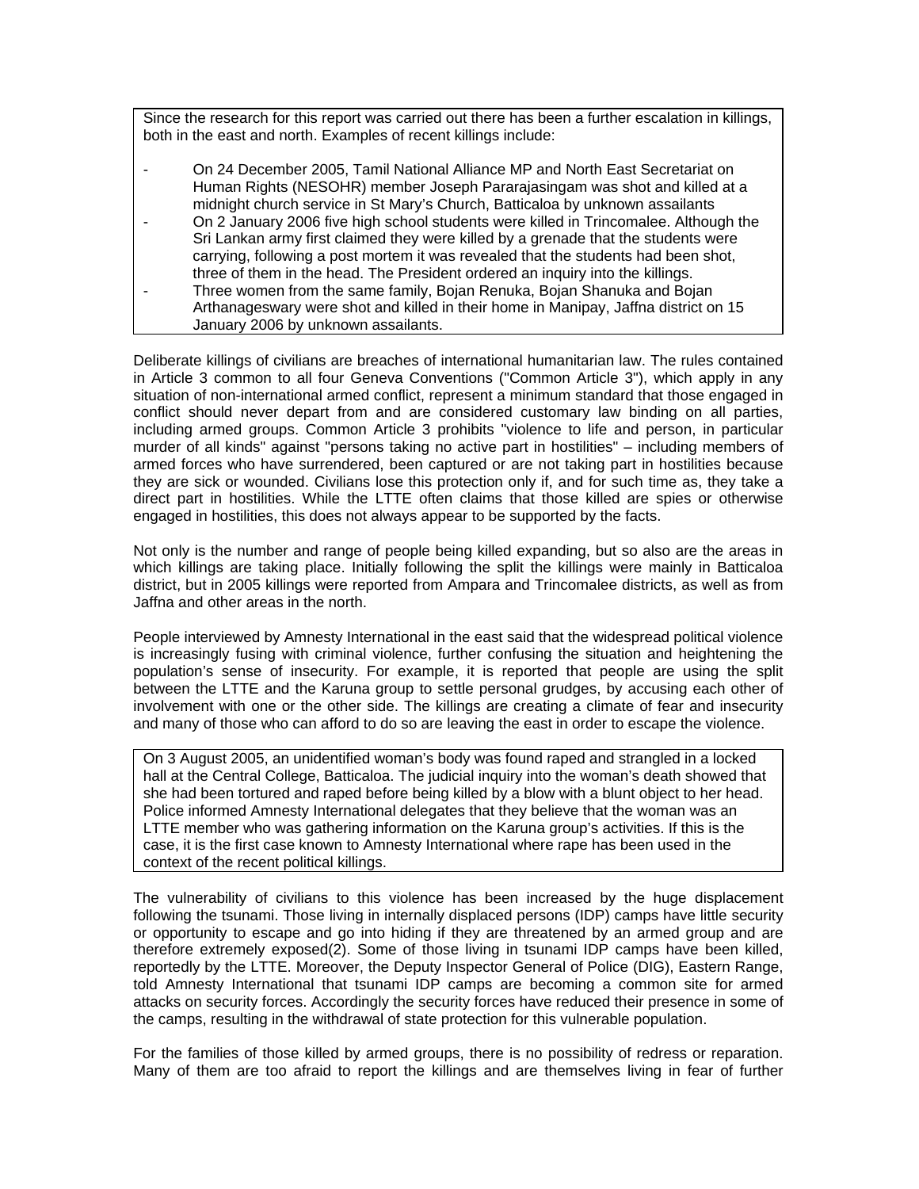Since the research for this report was carried out there has been a further escalation in killings, both in the east and north. Examples of recent killings include:

- On 24 December 2005, Tamil National Alliance MP and North East Secretariat on Human Rights (NESOHR) member Joseph Pararajasingam was shot and killed at a midnight church service in St Mary's Church, Batticaloa by unknown assailants
- On 2 January 2006 five high school students were killed in Trincomalee. Although the Sri Lankan army first claimed they were killed by a grenade that the students were carrying, following a post mortem it was revealed that the students had been shot, three of them in the head. The President ordered an inquiry into the killings.
- Three women from the same family, Bojan Renuka, Bojan Shanuka and Bojan Arthanageswary were shot and killed in their home in Manipay, Jaffna district on 15 January 2006 by unknown assailants.

Deliberate killings of civilians are breaches of international humanitarian law. The rules contained in Article 3 common to all four Geneva Conventions ("Common Article 3"), which apply in any situation of non-international armed conflict, represent a minimum standard that those engaged in conflict should never depart from and are considered customary law binding on all parties, including armed groups. Common Article 3 prohibits "violence to life and person, in particular murder of all kinds" against "persons taking no active part in hostilities" – including members of armed forces who have surrendered, been captured or are not taking part in hostilities because they are sick or wounded. Civilians lose this protection only if, and for such time as, they take a direct part in hostilities. While the LTTE often claims that those killed are spies or otherwise engaged in hostilities, this does not always appear to be supported by the facts.

Not only is the number and range of people being killed expanding, but so also are the areas in which killings are taking place. Initially following the split the killings were mainly in Batticaloa district, but in 2005 killings were reported from Ampara and Trincomalee districts, as well as from Jaffna and other areas in the north.

People interviewed by Amnesty International in the east said that the widespread political violence is increasingly fusing with criminal violence, further confusing the situation and heightening the population's sense of insecurity. For example, it is reported that people are using the split between the LTTE and the Karuna group to settle personal grudges, by accusing each other of involvement with one or the other side. The killings are creating a climate of fear and insecurity and many of those who can afford to do so are leaving the east in order to escape the violence.

On 3 August 2005, an unidentified woman's body was found raped and strangled in a locked hall at the Central College, Batticaloa. The judicial inquiry into the woman's death showed that she had been tortured and raped before being killed by a blow with a blunt object to her head. Police informed Amnesty International delegates that they believe that the woman was an LTTE member who was gathering information on the Karuna group's activities. If this is the case, it is the first case known to Amnesty International where rape has been used in the context of the recent political killings.

The vulnerability of civilians to this violence has been increased by the huge displacement following the tsunami. Those living in internally displaced persons (IDP) camps have little security or opportunity to escape and go into hiding if they are threatened by an armed group and are therefore extremely exposed(2). Some of those living in tsunami IDP camps have been killed, reportedly by the LTTE. Moreover, the Deputy Inspector General of Police (DIG), Eastern Range, told Amnesty International that tsunami IDP camps are becoming a common site for armed attacks on security forces. Accordingly the security forces have reduced their presence in some of the camps, resulting in the withdrawal of state protection for this vulnerable population.

For the families of those killed by armed groups, there is no possibility of redress or reparation. Many of them are too afraid to report the killings and are themselves living in fear of further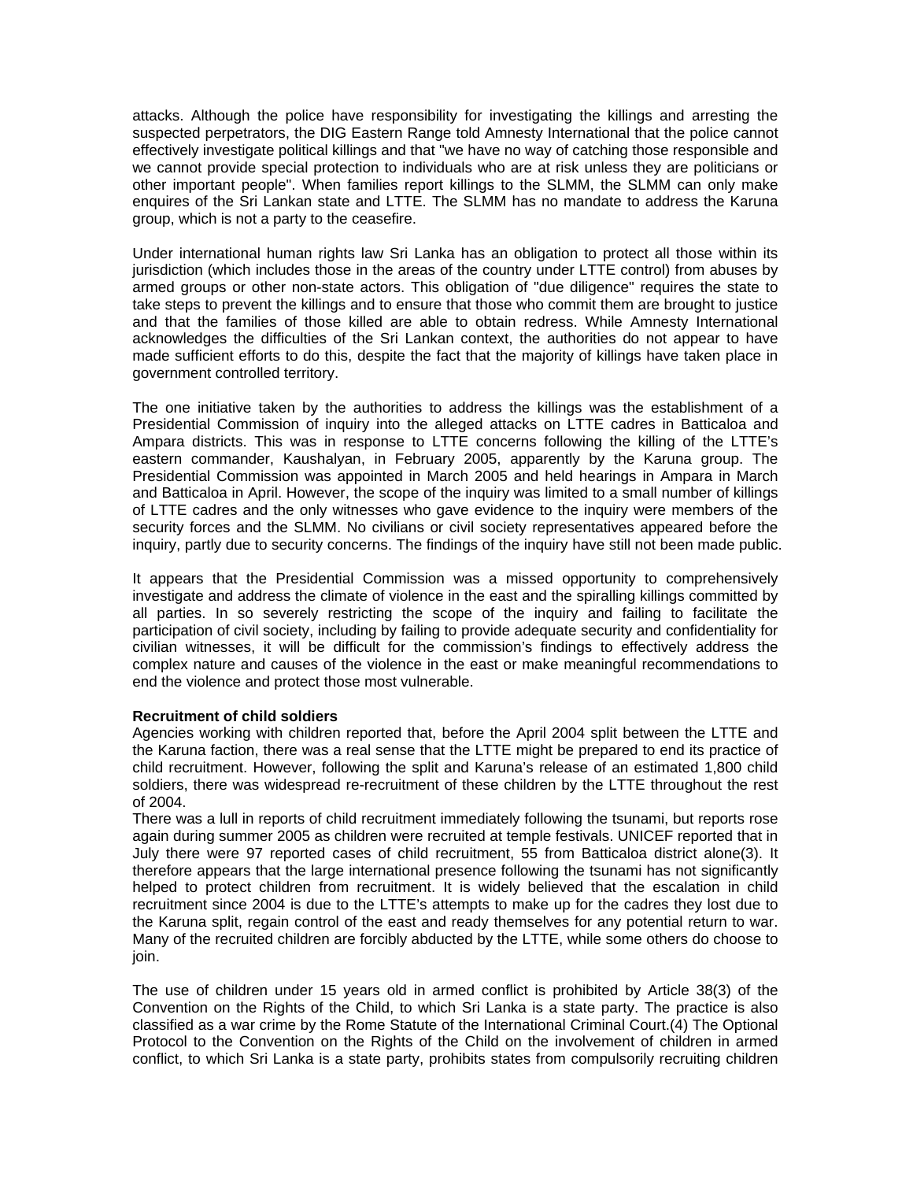attacks. Although the police have responsibility for investigating the killings and arresting the suspected perpetrators, the DIG Eastern Range told Amnesty International that the police cannot effectively investigate political killings and that "we have no way of catching those responsible and we cannot provide special protection to individuals who are at risk unless they are politicians or other important people". When families report killings to the SLMM, the SLMM can only make enquires of the Sri Lankan state and LTTE. The SLMM has no mandate to address the Karuna group, which is not a party to the ceasefire.

Under international human rights law Sri Lanka has an obligation to protect all those within its jurisdiction (which includes those in the areas of the country under LTTE control) from abuses by armed groups or other non-state actors. This obligation of "due diligence" requires the state to take steps to prevent the killings and to ensure that those who commit them are brought to justice and that the families of those killed are able to obtain redress. While Amnesty International acknowledges the difficulties of the Sri Lankan context, the authorities do not appear to have made sufficient efforts to do this, despite the fact that the majority of killings have taken place in government controlled territory.

The one initiative taken by the authorities to address the killings was the establishment of a Presidential Commission of inquiry into the alleged attacks on LTTE cadres in Batticaloa and Ampara districts. This was in response to LTTE concerns following the killing of the LTTE's eastern commander, Kaushalyan, in February 2005, apparently by the Karuna group. The Presidential Commission was appointed in March 2005 and held hearings in Ampara in March and Batticaloa in April. However, the scope of the inquiry was limited to a small number of killings of LTTE cadres and the only witnesses who gave evidence to the inquiry were members of the security forces and the SLMM. No civilians or civil society representatives appeared before the inquiry, partly due to security concerns. The findings of the inquiry have still not been made public.

It appears that the Presidential Commission was a missed opportunity to comprehensively investigate and address the climate of violence in the east and the spiralling killings committed by all parties. In so severely restricting the scope of the inquiry and failing to facilitate the participation of civil society, including by failing to provide adequate security and confidentiality for civilian witnesses, it will be difficult for the commission's findings to effectively address the complex nature and causes of the violence in the east or make meaningful recommendations to end the violence and protect those most vulnerable.

**Recruitment of child soldiers**

Agencies working with children reported that, before the April 2004 split between the LTTE and the Karuna faction, there was a real sense that the LTTE might be prepared to end its practice of child recruitment. However, following the split and Karuna's release of an estimated 1,800 child soldiers, there was widespread re-recruitment of these children by the LTTE throughout the rest of 2004.

There was a lull in reports of child recruitment immediately following the tsunami, but reports rose again during summer 2005 as children were recruited at temple festivals. UNICEF reported that in July there were 97 reported cases of child recruitment, 55 from Batticaloa district alone(3). It therefore appears that the large international presence following the tsunami has not significantly helped to protect children from recruitment. It is widely believed that the escalation in child recruitment since 2004 is due to the LTTE's attempts to make up for the cadres they lost due to the Karuna split, regain control of the east and ready themselves for any potential return to war. Many of the recruited children are forcibly abducted by the LTTE, while some others do choose to join.

The use of children under 15 years old in armed conflict is prohibited by Article 38(3) of the Convention on the Rights of the Child, to which Sri Lanka is a state party. The practice is also classified as a war crime by the Rome Statute of the International Criminal Court.(4) The Optional Protocol to the Convention on the Rights of the Child on the involvement of children in armed conflict, to which Sri Lanka is a state party, prohibits states from compulsorily recruiting children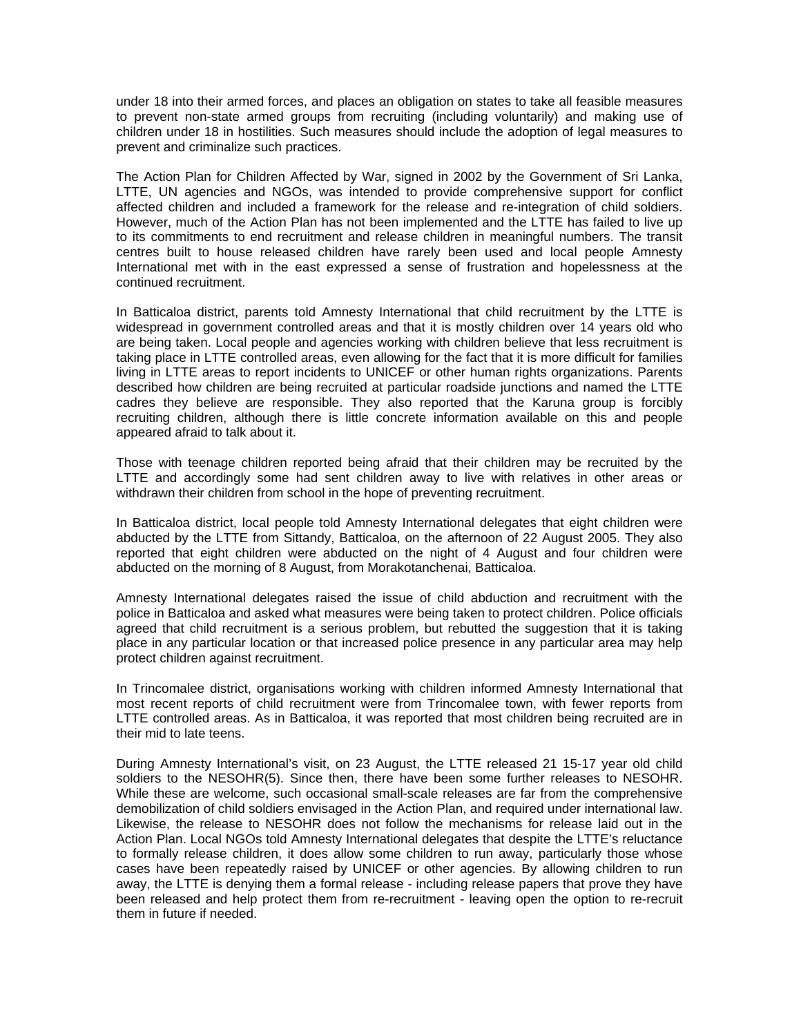under 18 into their armed forces, and places an obligation on states to take all feasible measures to prevent non-state armed groups from recruiting (including voluntarily) and making use of children under 18 in hostilities. Such measures should include the adoption of legal measures to prevent and criminalize such practices.

The Action Plan for Children Affected by War, signed in 2002 by the Government of Sri Lanka, LTTE, UN agencies and NGOs, was intended to provide comprehensive support for conflict affected children and included a framework for the release and re-integration of child soldiers. However, much of the Action Plan has not been implemented and the LTTE has failed to live up to its commitments to end recruitment and release children in meaningful numbers. The transit centres built to house released children have rarely been used and local people Amnesty International met with in the east expressed a sense of frustration and hopelessness at the continued recruitment.

In Batticaloa district, parents told Amnesty International that child recruitment by the LTTE is widespread in government controlled areas and that it is mostly children over 14 years old who are being taken. Local people and agencies working with children believe that less recruitment is taking place in LTTE controlled areas, even allowing for the fact that it is more difficult for families living in LTTE areas to report incidents to UNICEF or other human rights organizations. Parents described how children are being recruited at particular roadside junctions and named the LTTE cadres they believe are responsible. They also reported that the Karuna group is forcibly recruiting children, although there is little concrete information available on this and people appeared afraid to talk about it.

Those with teenage children reported being afraid that their children may be recruited by the LTTE and accordingly some had sent children away to live with relatives in other areas or withdrawn their children from school in the hope of preventing recruitment.

In Batticaloa district, local people told Amnesty International delegates that eight children were abducted by the LTTE from Sittandy, Batticaloa, on the afternoon of 22 August 2005. They also reported that eight children were abducted on the night of 4 August and four children were abducted on the morning of 8 August, from Morakotanchenai, Batticaloa.

Amnesty International delegates raised the issue of child abduction and recruitment with the police in Batticaloa and asked what measures were being taken to protect children. Police officials agreed that child recruitment is a serious problem, but rebutted the suggestion that it is taking place in any particular location or that increased police presence in any particular area may help protect children against recruitment.

In Trincomalee district, organisations working with children informed Amnesty International that most recent reports of child recruitment were from Trincomalee town, with fewer reports from LTTE controlled areas. As in Batticaloa, it was reported that most children being recruited are in their mid to late teens.

During Amnesty International's visit, on 23 August, the LTTE released 21 15-17 year old child soldiers to the NESOHR(5). Since then, there have been some further releases to NESOHR. While these are welcome, such occasional small-scale releases are far from the comprehensive demobilization of child soldiers envisaged in the Action Plan, and required under international law. Likewise, the release to NESOHR does not follow the mechanisms for release laid out in the Action Plan. Local NGOs told Amnesty International delegates that despite the LTTE's reluctance to formally release children, it does allow some children to run away, particularly those whose cases have been repeatedly raised by UNICEF or other agencies. By allowing children to run away, the LTTE is denying them a formal release - including release papers that prove they have been released and help protect them from re-recruitment - leaving open the option to re-recruit them in future if needed.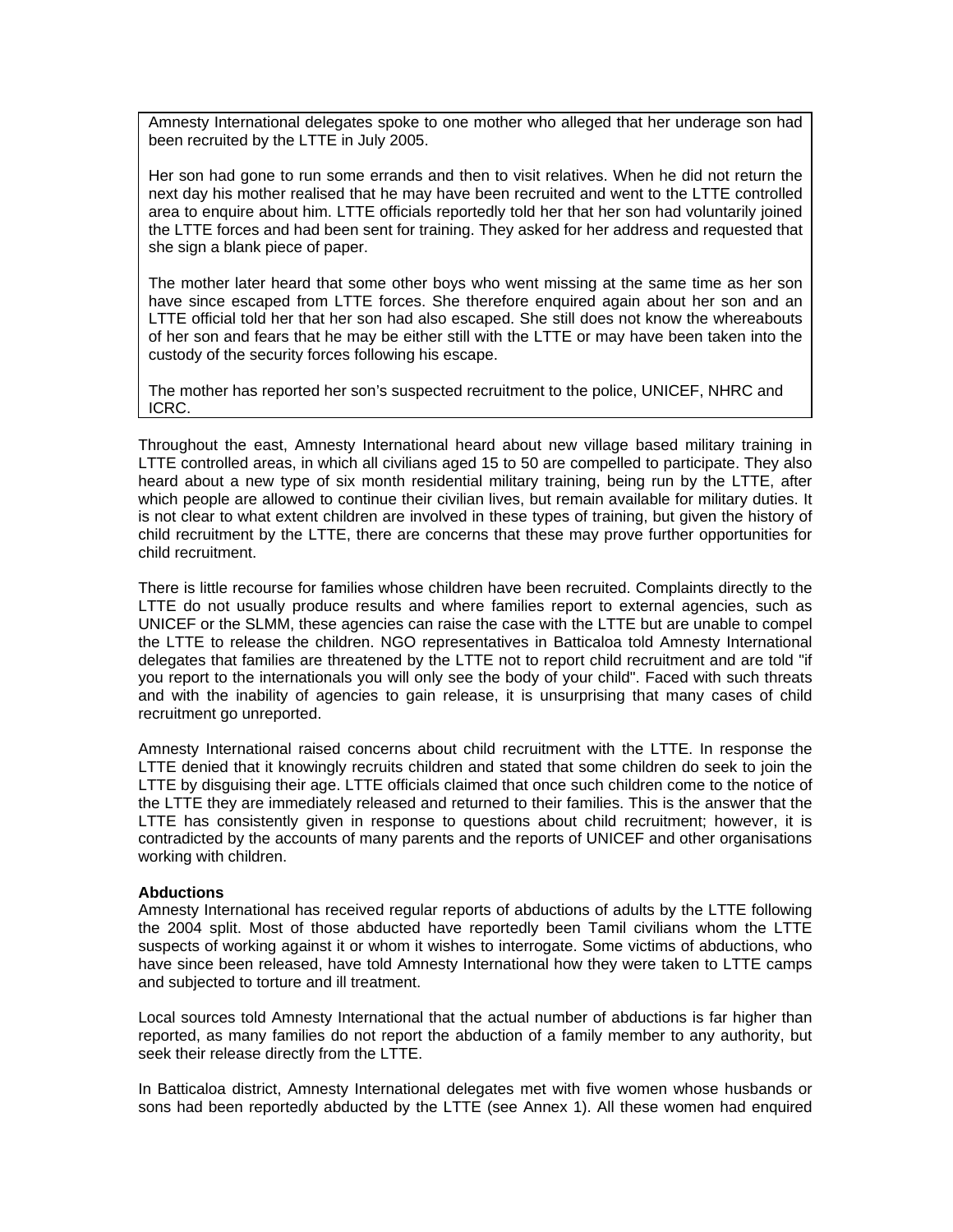> Amnesty International delegates spoke to one mother who alleged that her underage son had been recruited by the LTTE in July 2005.
>
> Her son had gone to run some errands and then to visit relatives. When he did not return the next day his mother realised that he may have been recruited and went to the LTTE controlled area to enquire about him. LTTE officials reportedly told her that her son had voluntarily joined the LTTE forces and had been sent for training. They asked for her address and requested that she sign a blank piece of paper.
>
> The mother later heard that some other boys who went missing at the same time as her son have since escaped from LTTE forces. She therefore enquired again about her son and an LTTE official told her that her son had also escaped. She still does not know the whereabouts of her son and fears that he may be either still with the LTTE or may have been taken into the custody of the security forces following his escape.
>
> The mother has reported her son's suspected recruitment to the police, UNICEF, NHRC and ICRC.

Throughout the east, Amnesty International heard about new village based military training in LTTE controlled areas, in which all civilians aged 15 to 50 are compelled to participate. They also heard about a new type of six month residential military training, being run by the LTTE, after which people are allowed to continue their civilian lives, but remain available for military duties. It is not clear to what extent children are involved in these types of training, but given the history of child recruitment by the LTTE, there are concerns that these may prove further opportunities for child recruitment.

There is little recourse for families whose children have been recruited. Complaints directly to the LTTE do not usually produce results and where families report to external agencies, such as UNICEF or the SLMM, these agencies can raise the case with the LTTE but are unable to compel the LTTE to release the children. NGO representatives in Batticaloa told Amnesty International delegates that families are threatened by the LTTE not to report child recruitment and are told "if you report to the internationals you will only see the body of your child". Faced with such threats and with the inability of agencies to gain release, it is unsurprising that many cases of child recruitment go unreported.

Amnesty International raised concerns about child recruitment with the LTTE. In response the LTTE denied that it knowingly recruits children and stated that some children do seek to join the LTTE by disguising their age. LTTE officials claimed that once such children come to the notice of the LTTE they are immediately released and returned to their families. This is the answer that the LTTE has consistently given in response to questions about child recruitment; however, it is contradicted by the accounts of many parents and the reports of UNICEF and other organisations working with children.

**Abductions**

Amnesty International has received regular reports of abductions of adults by the LTTE following the 2004 split. Most of those abducted have reportedly been Tamil civilians whom the LTTE suspects of working against it or whom it wishes to interrogate. Some victims of abductions, who have since been released, have told Amnesty International how they were taken to LTTE camps and subjected to torture and ill treatment.

Local sources told Amnesty International that the actual number of abductions is far higher than reported, as many families do not report the abduction of a family member to any authority, but seek their release directly from the LTTE.

In Batticaloa district, Amnesty International delegates met with five women whose husbands or sons had been reportedly abducted by the LTTE (see Annex 1). All these women had enquired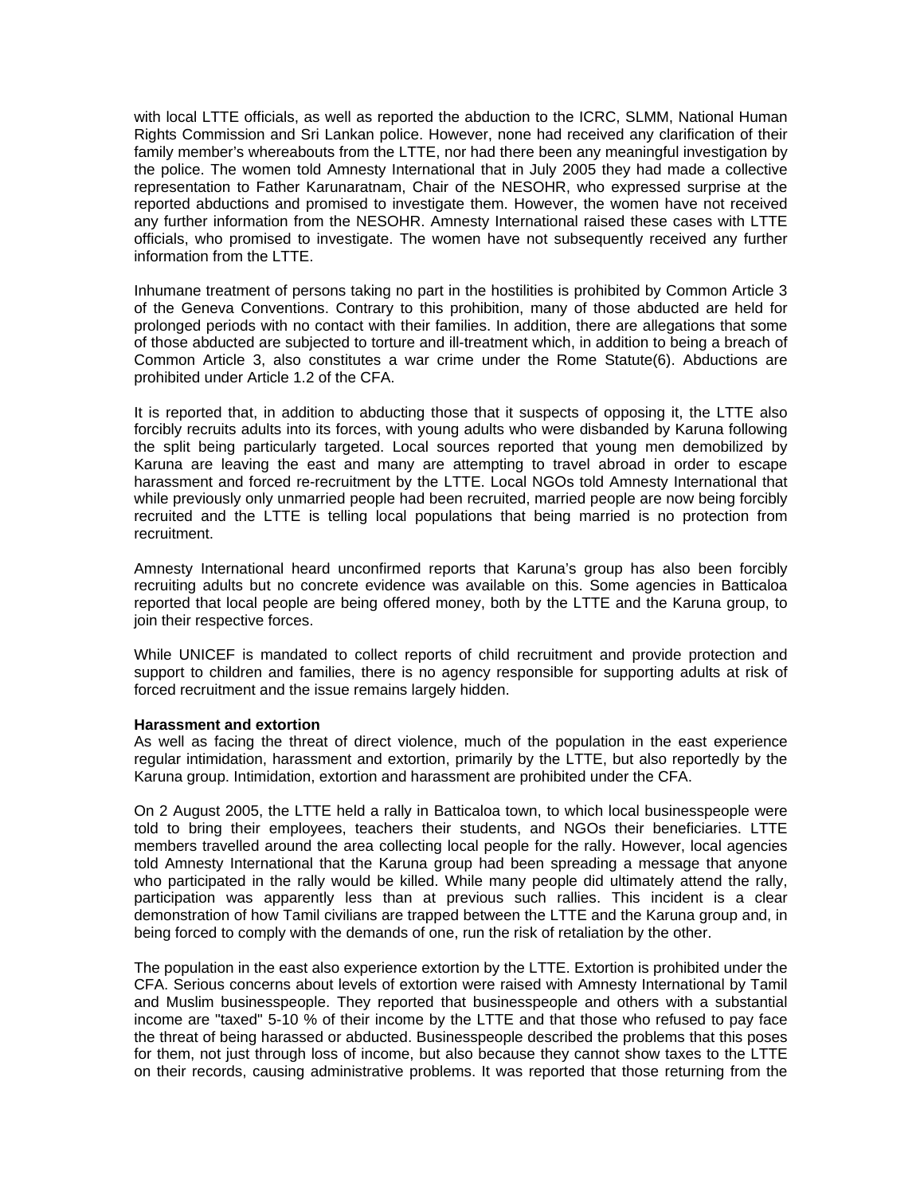with local LTTE officials, as well as reported the abduction to the ICRC, SLMM, National Human Rights Commission and Sri Lankan police. However, none had received any clarification of their family member's whereabouts from the LTTE, nor had there been any meaningful investigation by the police. The women told Amnesty International that in July 2005 they had made a collective representation to Father Karunaratnam, Chair of the NESOHR, who expressed surprise at the reported abductions and promised to investigate them. However, the women have not received any further information from the NESOHR. Amnesty International raised these cases with LTTE officials, who promised to investigate. The women have not subsequently received any further information from the LTTE.

Inhumane treatment of persons taking no part in the hostilities is prohibited by Common Article 3 of the Geneva Conventions. Contrary to this prohibition, many of those abducted are held for prolonged periods with no contact with their families. In addition, there are allegations that some of those abducted are subjected to torture and ill-treatment which, in addition to being a breach of Common Article 3, also constitutes a war crime under the Rome Statute(6). Abductions are prohibited under Article 1.2 of the CFA.

It is reported that, in addition to abducting those that it suspects of opposing it, the LTTE also forcibly recruits adults into its forces, with young adults who were disbanded by Karuna following the split being particularly targeted. Local sources reported that young men demobilized by Karuna are leaving the east and many are attempting to travel abroad in order to escape harassment and forced re-recruitment by the LTTE. Local NGOs told Amnesty International that while previously only unmarried people had been recruited, married people are now being forcibly recruited and the LTTE is telling local populations that being married is no protection from recruitment.

Amnesty International heard unconfirmed reports that Karuna's group has also been forcibly recruiting adults but no concrete evidence was available on this. Some agencies in Batticaloa reported that local people are being offered money, both by the LTTE and the Karuna group, to join their respective forces.

While UNICEF is mandated to collect reports of child recruitment and provide protection and support to children and families, there is no agency responsible for supporting adults at risk of forced recruitment and the issue remains largely hidden.

**Harassment and extortion**

As well as facing the threat of direct violence, much of the population in the east experience regular intimidation, harassment and extortion, primarily by the LTTE, but also reportedly by the Karuna group. Intimidation, extortion and harassment are prohibited under the CFA.

On 2 August 2005, the LTTE held a rally in Batticaloa town, to which local businesspeople were told to bring their employees, teachers their students, and NGOs their beneficiaries. LTTE members travelled around the area collecting local people for the rally. However, local agencies told Amnesty International that the Karuna group had been spreading a message that anyone who participated in the rally would be killed. While many people did ultimately attend the rally, participation was apparently less than at previous such rallies. This incident is a clear demonstration of how Tamil civilians are trapped between the LTTE and the Karuna group and, in being forced to comply with the demands of one, run the risk of retaliation by the other.

The population in the east also experience extortion by the LTTE. Extortion is prohibited under the CFA. Serious concerns about levels of extortion were raised with Amnesty International by Tamil and Muslim businesspeople. They reported that businesspeople and others with a substantial income are "taxed" 5-10 % of their income by the LTTE and that those who refused to pay face the threat of being harassed or abducted. Businesspeople described the problems that this poses for them, not just through loss of income, but also because they cannot show taxes to the LTTE on their records, causing administrative problems. It was reported that those returning from the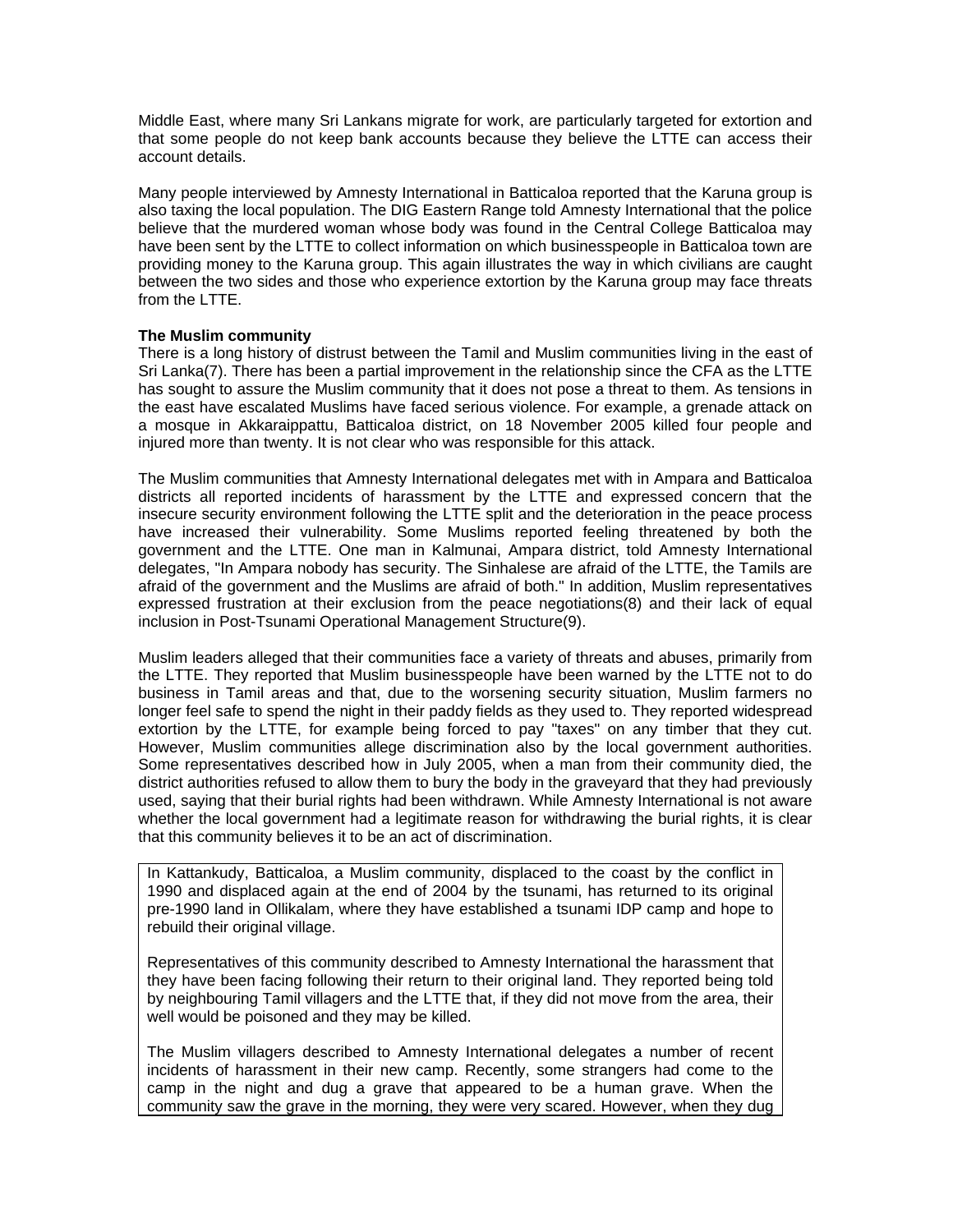Middle East, where many Sri Lankans migrate for work, are particularly targeted for extortion and that some people do not keep bank accounts because they believe the LTTE can access their account details.

Many people interviewed by Amnesty International in Batticaloa reported that the Karuna group is also taxing the local population. The DIG Eastern Range told Amnesty International that the police believe that the murdered woman whose body was found in the Central College Batticaloa may have been sent by the LTTE to collect information on which businesspeople in Batticaloa town are providing money to the Karuna group. This again illustrates the way in which civilians are caught between the two sides and those who experience extortion by the Karuna group may face threats from the LTTE.

**The Muslim community**

There is a long history of distrust between the Tamil and Muslim communities living in the east of Sri Lanka(7). There has been a partial improvement in the relationship since the CFA as the LTTE has sought to assure the Muslim community that it does not pose a threat to them. As tensions in the east have escalated Muslims have faced serious violence. For example, a grenade attack on a mosque in Akkaraippattu, Batticaloa district, on 18 November 2005 killed four people and injured more than twenty. It is not clear who was responsible for this attack.

The Muslim communities that Amnesty International delegates met with in Ampara and Batticaloa districts all reported incidents of harassment by the LTTE and expressed concern that the insecure security environment following the LTTE split and the deterioration in the peace process have increased their vulnerability. Some Muslims reported feeling threatened by both the government and the LTTE. One man in Kalmunai, Ampara district, told Amnesty International delegates, "In Ampara nobody has security. The Sinhalese are afraid of the LTTE, the Tamils are afraid of the government and the Muslims are afraid of both." In addition, Muslim representatives expressed frustration at their exclusion from the peace negotiations(8) and their lack of equal inclusion in Post-Tsunami Operational Management Structure(9).

Muslim leaders alleged that their communities face a variety of threats and abuses, primarily from the LTTE. They reported that Muslim businesspeople have been warned by the LTTE not to do business in Tamil areas and that, due to the worsening security situation, Muslim farmers no longer feel safe to spend the night in their paddy fields as they used to. They reported widespread extortion by the LTTE, for example being forced to pay "taxes" on any timber that they cut. However, Muslim communities allege discrimination also by the local government authorities. Some representatives described how in July 2005, when a man from their community died, the district authorities refused to allow them to bury the body in the graveyard that they had previously used, saying that their burial rights had been withdrawn. While Amnesty International is not aware whether the local government had a legitimate reason for withdrawing the burial rights, it is clear that this community believes it to be an act of discrimination.

In Kattankudy, Batticaloa, a Muslim community, displaced to the coast by the conflict in 1990 and displaced again at the end of 2004 by the tsunami, has returned to its original pre-1990 land in Ollikalam, where they have established a tsunami IDP camp and hope to rebuild their original village.

Representatives of this community described to Amnesty International the harassment that they have been facing following their return to their original land. They reported being told by neighbouring Tamil villagers and the LTTE that, if they did not move from the area, their well would be poisoned and they may be killed.

The Muslim villagers described to Amnesty International delegates a number of recent incidents of harassment in their new camp. Recently, some strangers had come to the camp in the night and dug a grave that appeared to be a human grave. When the community saw the grave in the morning, they were very scared. However, when they dug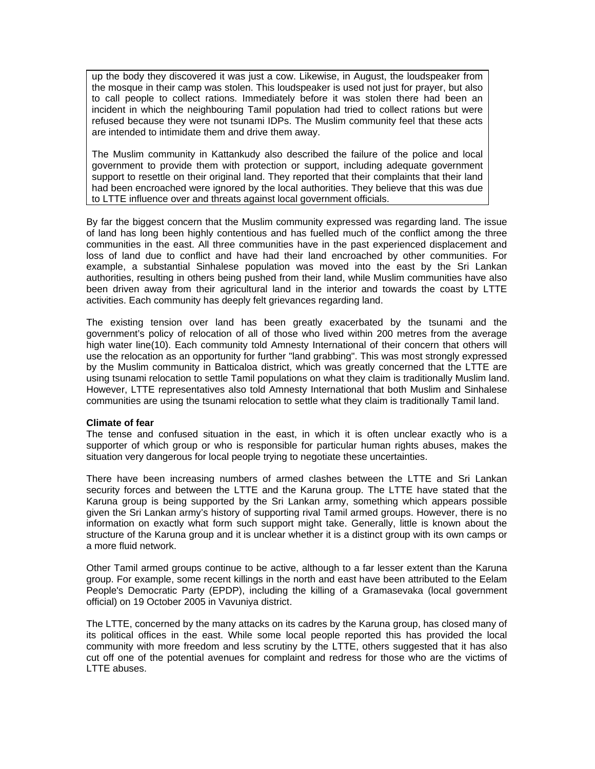up the body they discovered it was just a cow. Likewise, in August, the loudspeaker from the mosque in their camp was stolen. This loudspeaker is used not just for prayer, but also to call people to collect rations. Immediately before it was stolen there had been an incident in which the neighbouring Tamil population had tried to collect rations but were refused because they were not tsunami IDPs. The Muslim community feel that these acts are intended to intimidate them and drive them away.

The Muslim community in Kattankudy also described the failure of the police and local government to provide them with protection or support, including adequate government support to resettle on their original land. They reported that their complaints that their land had been encroached were ignored by the local authorities. They believe that this was due to LTTE influence over and threats against local government officials.

By far the biggest concern that the Muslim community expressed was regarding land. The issue of land has long been highly contentious and has fuelled much of the conflict among the three communities in the east. All three communities have in the past experienced displacement and loss of land due to conflict and have had their land encroached by other communities. For example, a substantial Sinhalese population was moved into the east by the Sri Lankan authorities, resulting in others being pushed from their land, while Muslim communities have also been driven away from their agricultural land in the interior and towards the coast by LTTE activities. Each community has deeply felt grievances regarding land.

The existing tension over land has been greatly exacerbated by the tsunami and the government's policy of relocation of all of those who lived within 200 metres from the average high water line(10). Each community told Amnesty International of their concern that others will use the relocation as an opportunity for further "land grabbing". This was most strongly expressed by the Muslim community in Batticaloa district, which was greatly concerned that the LTTE are using tsunami relocation to settle Tamil populations on what they claim is traditionally Muslim land. However, LTTE representatives also told Amnesty International that both Muslim and Sinhalese communities are using the tsunami relocation to settle what they claim is traditionally Tamil land.

**Climate of fear**

The tense and confused situation in the east, in which it is often unclear exactly who is a supporter of which group or who is responsible for particular human rights abuses, makes the situation very dangerous for local people trying to negotiate these uncertainties.

There have been increasing numbers of armed clashes between the LTTE and Sri Lankan security forces and between the LTTE and the Karuna group. The LTTE have stated that the Karuna group is being supported by the Sri Lankan army, something which appears possible given the Sri Lankan army's history of supporting rival Tamil armed groups. However, there is no information on exactly what form such support might take. Generally, little is known about the structure of the Karuna group and it is unclear whether it is a distinct group with its own camps or a more fluid network.

Other Tamil armed groups continue to be active, although to a far lesser extent than the Karuna group. For example, some recent killings in the north and east have been attributed to the Eelam People's Democratic Party (EPDP), including the killing of a Gramasevaka (local government official) on 19 October 2005 in Vavuniya district.

The LTTE, concerned by the many attacks on its cadres by the Karuna group, has closed many of its political offices in the east. While some local people reported this has provided the local community with more freedom and less scrutiny by the LTTE, others suggested that it has also cut off one of the potential avenues for complaint and redress for those who are the victims of LTTE abuses.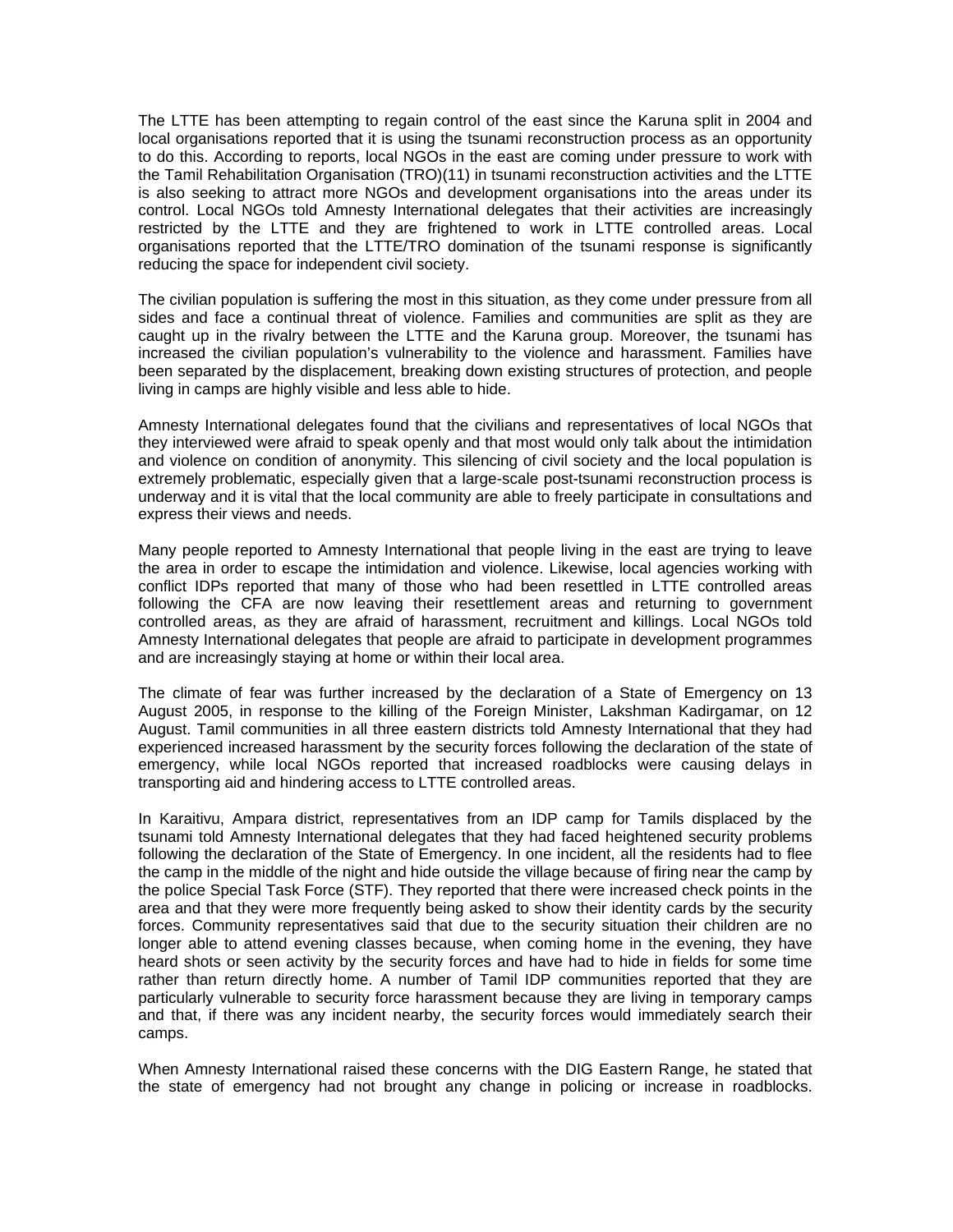The LTTE has been attempting to regain control of the east since the Karuna split in 2004 and local organisations reported that it is using the tsunami reconstruction process as an opportunity to do this. According to reports, local NGOs in the east are coming under pressure to work with the Tamil Rehabilitation Organisation (TRO)(11) in tsunami reconstruction activities and the LTTE is also seeking to attract more NGOs and development organisations into the areas under its control. Local NGOs told Amnesty International delegates that their activities are increasingly restricted by the LTTE and they are frightened to work in LTTE controlled areas. Local organisations reported that the LTTE/TRO domination of the tsunami response is significantly reducing the space for independent civil society.

The civilian population is suffering the most in this situation, as they come under pressure from all sides and face a continual threat of violence. Families and communities are split as they are caught up in the rivalry between the LTTE and the Karuna group. Moreover, the tsunami has increased the civilian population's vulnerability to the violence and harassment. Families have been separated by the displacement, breaking down existing structures of protection, and people living in camps are highly visible and less able to hide.

Amnesty International delegates found that the civilians and representatives of local NGOs that they interviewed were afraid to speak openly and that most would only talk about the intimidation and violence on condition of anonymity. This silencing of civil society and the local population is extremely problematic, especially given that a large-scale post-tsunami reconstruction process is underway and it is vital that the local community are able to freely participate in consultations and express their views and needs.

Many people reported to Amnesty International that people living in the east are trying to leave the area in order to escape the intimidation and violence. Likewise, local agencies working with conflict IDPs reported that many of those who had been resettled in LTTE controlled areas following the CFA are now leaving their resettlement areas and returning to government controlled areas, as they are afraid of harassment, recruitment and killings. Local NGOs told Amnesty International delegates that people are afraid to participate in development programmes and are increasingly staying at home or within their local area.

The climate of fear was further increased by the declaration of a State of Emergency on 13 August 2005, in response to the killing of the Foreign Minister, Lakshman Kadirgamar, on 12 August. Tamil communities in all three eastern districts told Amnesty International that they had experienced increased harassment by the security forces following the declaration of the state of emergency, while local NGOs reported that increased roadblocks were causing delays in transporting aid and hindering access to LTTE controlled areas.

In Karaitivu, Ampara district, representatives from an IDP camp for Tamils displaced by the tsunami told Amnesty International delegates that they had faced heightened security problems following the declaration of the State of Emergency. In one incident, all the residents had to flee the camp in the middle of the night and hide outside the village because of firing near the camp by the police Special Task Force (STF). They reported that there were increased check points in the area and that they were more frequently being asked to show their identity cards by the security forces. Community representatives said that due to the security situation their children are no longer able to attend evening classes because, when coming home in the evening, they have heard shots or seen activity by the security forces and have had to hide in fields for some time rather than return directly home. A number of Tamil IDP communities reported that they are particularly vulnerable to security force harassment because they are living in temporary camps and that, if there was any incident nearby, the security forces would immediately search their camps.

When Amnesty International raised these concerns with the DIG Eastern Range, he stated that the state of emergency had not brought any change in policing or increase in roadblocks.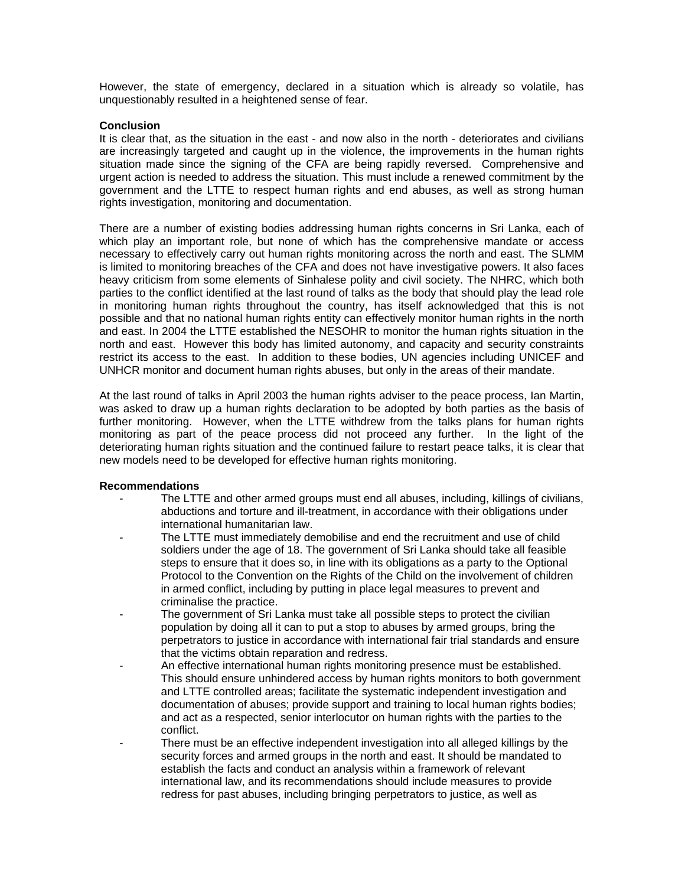However, the state of emergency, declared in a situation which is already so volatile, has unquestionably resulted in a heightened sense of fear.

**Conclusion**

It is clear that, as the situation in the east - and now also in the north - deteriorates and civilians are increasingly targeted and caught up in the violence, the improvements in the human rights situation made since the signing of the CFA are being rapidly reversed. Comprehensive and urgent action is needed to address the situation. This must include a renewed commitment by the government and the LTTE to respect human rights and end abuses, as well as strong human rights investigation, monitoring and documentation.

There are a number of existing bodies addressing human rights concerns in Sri Lanka, each of which play an important role, but none of which has the comprehensive mandate or access necessary to effectively carry out human rights monitoring across the north and east. The SLMM is limited to monitoring breaches of the CFA and does not have investigative powers. It also faces heavy criticism from some elements of Sinhalese polity and civil society. The NHRC, which both parties to the conflict identified at the last round of talks as the body that should play the lead role in monitoring human rights throughout the country, has itself acknowledged that this is not possible and that no national human rights entity can effectively monitor human rights in the north and east. In 2004 the LTTE established the NESOHR to monitor the human rights situation in the north and east. However this body has limited autonomy, and capacity and security constraints restrict its access to the east. In addition to these bodies, UN agencies including UNICEF and UNHCR monitor and document human rights abuses, but only in the areas of their mandate.

At the last round of talks in April 2003 the human rights adviser to the peace process, Ian Martin, was asked to draw up a human rights declaration to be adopted by both parties as the basis of further monitoring. However, when the LTTE withdrew from the talks plans for human rights monitoring as part of the peace process did not proceed any further. In the light of the deteriorating human rights situation and the continued failure to restart peace talks, it is clear that new models need to be developed for effective human rights monitoring.

**Recommendations**

- The LTTE and other armed groups must end all abuses, including, killings of civilians, abductions and torture and ill-treatment, in accordance with their obligations under international humanitarian law.
- The LTTE must immediately demobilise and end the recruitment and use of child soldiers under the age of 18. The government of Sri Lanka should take all feasible steps to ensure that it does so, in line with its obligations as a party to the Optional Protocol to the Convention on the Rights of the Child on the involvement of children in armed conflict, including by putting in place legal measures to prevent and criminalise the practice.
- The government of Sri Lanka must take all possible steps to protect the civilian population by doing all it can to put a stop to abuses by armed groups, bring the perpetrators to justice in accordance with international fair trial standards and ensure that the victims obtain reparation and redress.
- An effective international human rights monitoring presence must be established. This should ensure unhindered access by human rights monitors to both government and LTTE controlled areas; facilitate the systematic independent investigation and documentation of abuses; provide support and training to local human rights bodies; and act as a respected, senior interlocutor on human rights with the parties to the conflict.
- There must be an effective independent investigation into all alleged killings by the security forces and armed groups in the north and east. It should be mandated to establish the facts and conduct an analysis within a framework of relevant international law, and its recommendations should include measures to provide redress for past abuses, including bringing perpetrators to justice, as well as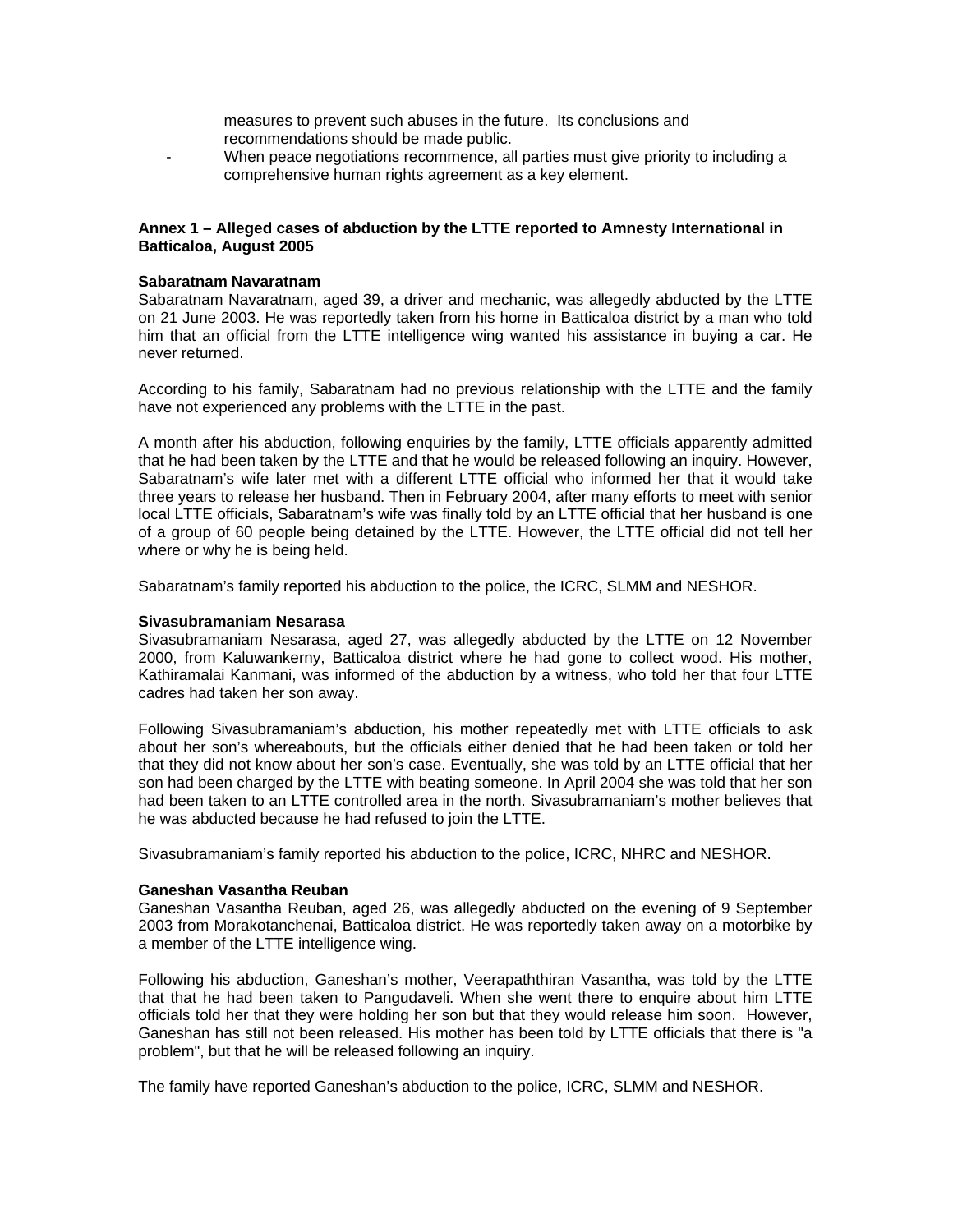measures to prevent such abuses in the future. Its conclusions and recommendations should be made public.

- When peace negotiations recommence, all parties must give priority to including a comprehensive human rights agreement as a key element.

**Annex 1 – Alleged cases of abduction by the LTTE reported to Amnesty International in Batticaloa, August 2005**

**Sabaratnam Navaratnam**

Sabaratnam Navaratnam, aged 39, a driver and mechanic, was allegedly abducted by the LTTE on 21 June 2003. He was reportedly taken from his home in Batticaloa district by a man who told him that an official from the LTTE intelligence wing wanted his assistance in buying a car. He never returned.

According to his family, Sabaratnam had no previous relationship with the LTTE and the family have not experienced any problems with the LTTE in the past.

A month after his abduction, following enquiries by the family, LTTE officials apparently admitted that he had been taken by the LTTE and that he would be released following an inquiry. However, Sabaratnam's wife later met with a different LTTE official who informed her that it would take three years to release her husband. Then in February 2004, after many efforts to meet with senior local LTTE officials, Sabaratnam's wife was finally told by an LTTE official that her husband is one of a group of 60 people being detained by the LTTE. However, the LTTE official did not tell her where or why he is being held.

Sabaratnam's family reported his abduction to the police, the ICRC, SLMM and NESHOR.

**Sivasubramaniam Nesarasa**

Sivasubramaniam Nesarasa, aged 27, was allegedly abducted by the LTTE on 12 November 2000, from Kaluwankerny, Batticaloa district where he had gone to collect wood. His mother, Kathiramalai Kanmani, was informed of the abduction by a witness, who told her that four LTTE cadres had taken her son away.

Following Sivasubramaniam's abduction, his mother repeatedly met with LTTE officials to ask about her son's whereabouts, but the officials either denied that he had been taken or told her that they did not know about her son's case. Eventually, she was told by an LTTE official that her son had been charged by the LTTE with beating someone. In April 2004 she was told that her son had been taken to an LTTE controlled area in the north. Sivasubramaniam's mother believes that he was abducted because he had refused to join the LTTE.

Sivasubramaniam's family reported his abduction to the police, ICRC, NHRC and NESHOR.

**Ganeshan Vasantha Reuban**

Ganeshan Vasantha Reuban, aged 26, was allegedly abducted on the evening of 9 September 2003 from Morakotanchenai, Batticaloa district. He was reportedly taken away on a motorbike by a member of the LTTE intelligence wing.

Following his abduction, Ganeshan's mother, Veerapaththiran Vasantha, was told by the LTTE that that he had been taken to Pangudaveli. When she went there to enquire about him LTTE officials told her that they were holding her son but that they would release him soon. However, Ganeshan has still not been released. His mother has been told by LTTE officials that there is "a problem", but that he will be released following an inquiry.

The family have reported Ganeshan's abduction to the police, ICRC, SLMM and NESHOR.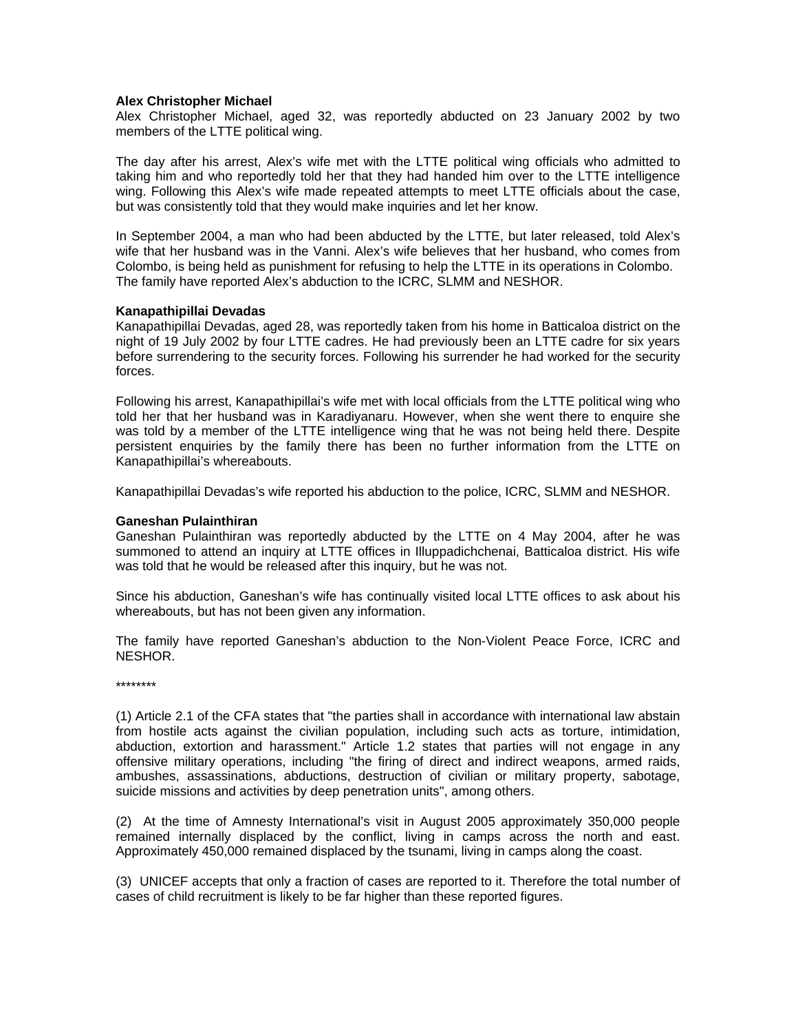**Alex Christopher Michael**
Alex Christopher Michael, aged 32, was reportedly abducted on 23 January 2002 by two members of the LTTE political wing.

The day after his arrest, Alex's wife met with the LTTE political wing officials who admitted to taking him and who reportedly told her that they had handed him over to the LTTE intelligence wing. Following this Alex's wife made repeated attempts to meet LTTE officials about the case, but was consistently told that they would make inquiries and let her know.

In September 2004, a man who had been abducted by the LTTE, but later released, told Alex's wife that her husband was in the Vanni. Alex's wife believes that her husband, who comes from Colombo, is being held as punishment for refusing to help the LTTE in its operations in Colombo. The family have reported Alex's abduction to the ICRC, SLMM and NESHOR.

**Kanapathipillai Devadas**
Kanapathipillai Devadas, aged 28, was reportedly taken from his home in Batticaloa district on the night of 19 July 2002 by four LTTE cadres. He had previously been an LTTE cadre for six years before surrendering to the security forces. Following his surrender he had worked for the security forces.

Following his arrest, Kanapathipillai's wife met with local officials from the LTTE political wing who told her that her husband was in Karadiyanaru. However, when she went there to enquire she was told by a member of the LTTE intelligence wing that he was not being held there. Despite persistent enquiries by the family there has been no further information from the LTTE on Kanapathipillai's whereabouts.

Kanapathipillai Devadas's wife reported his abduction to the police, ICRC, SLMM and NESHOR.

**Ganeshan Pulainthiran**
Ganeshan Pulainthiran was reportedly abducted by the LTTE on 4 May 2004, after he was summoned to attend an inquiry at LTTE offices in Illuppadichchenai, Batticaloa district. His wife was told that he would be released after this inquiry, but he was not.

Since his abduction, Ganeshan's wife has continually visited local LTTE offices to ask about his whereabouts, but has not been given any information.

The family have reported Ganeshan's abduction to the Non-Violent Peace Force, ICRC and NESHOR.

********

(1) Article 2.1 of the CFA states that "the parties shall in accordance with international law abstain from hostile acts against the civilian population, including such acts as torture, intimidation, abduction, extortion and harassment." Article 1.2 states that parties will not engage in any offensive military operations, including "the firing of direct and indirect weapons, armed raids, ambushes, assassinations, abductions, destruction of civilian or military property, sabotage, suicide missions and activities by deep penetration units", among others.

(2) At the time of Amnesty International's visit in August 2005 approximately 350,000 people remained internally displaced by the conflict, living in camps across the north and east. Approximately 450,000 remained displaced by the tsunami, living in camps along the coast.

(3) UNICEF accepts that only a fraction of cases are reported to it. Therefore the total number of cases of child recruitment is likely to be far higher than these reported figures.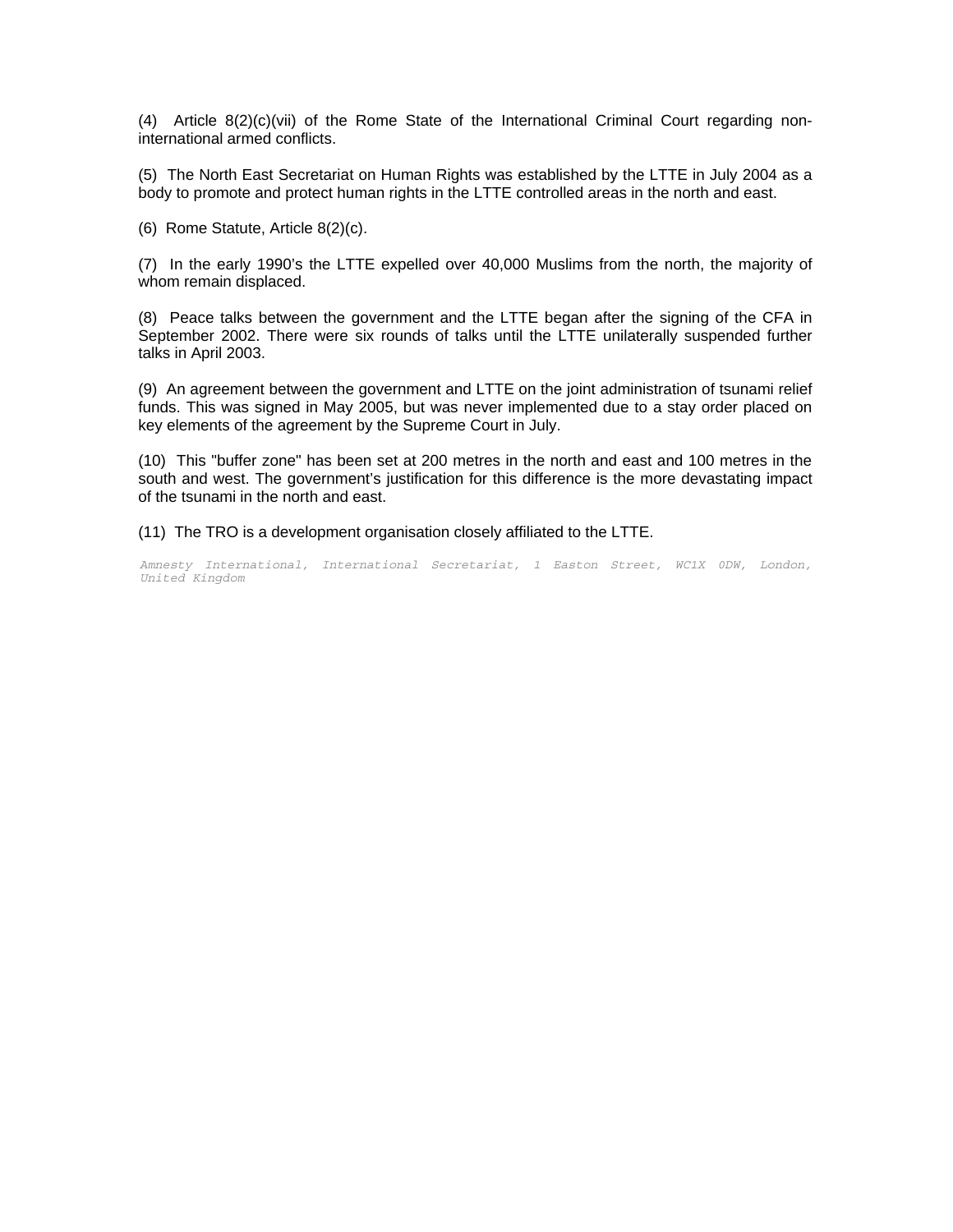(4) Article 8(2)(c)(vii) of the Rome State of the International Criminal Court regarding non-international armed conflicts.

(5) The North East Secretariat on Human Rights was established by the LTTE in July 2004 as a body to promote and protect human rights in the LTTE controlled areas in the north and east.

(6) Rome Statute, Article 8(2)(c).

(7) In the early 1990's the LTTE expelled over 40,000 Muslims from the north, the majority of whom remain displaced.

(8) Peace talks between the government and the LTTE began after the signing of the CFA in September 2002. There were six rounds of talks until the LTTE unilaterally suspended further talks in April 2003.

(9) An agreement between the government and LTTE on the joint administration of tsunami relief funds. This was signed in May 2005, but was never implemented due to a stay order placed on key elements of the agreement by the Supreme Court in July.

(10) This "buffer zone" has been set at 200 metres in the north and east and 100 metres in the south and west. The government's justification for this difference is the more devastating impact of the tsunami in the north and east.

(11) The TRO is a development organisation closely affiliated to the LTTE.

*Amnesty International, International Secretariat, 1 Easton Street, WC1X 0DW, London, United Kingdom*